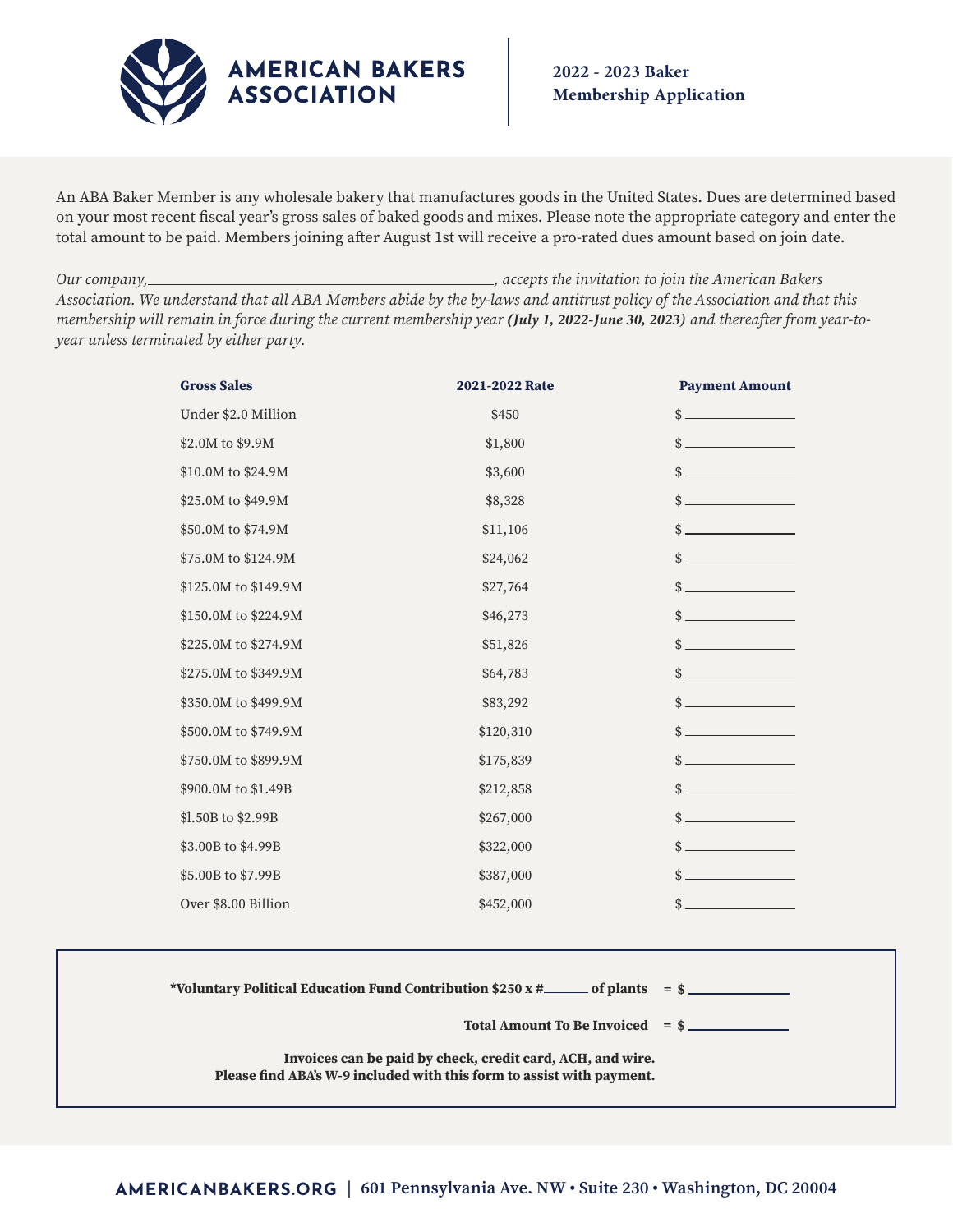# AMERICAN BAKERS ASSOCIATION

**2022 - 2023 Baker Membership Application**

An ABA Baker Member is any wholesale bakery that manufactures goods in the United States. Dues are determined based on your most recent fiscal year's gross sales of baked goods and mixes. Please note the appropriate category and enter the total amount to be paid. Members joining after August 1st will receive a pro-rated dues amount based on join date.

*Our company,\_\_\_\_\_\_\_\_\_\_\_\_\_\_\_\_\_\_\_\_\_\_\_\_\_\_\_\_\_\_\_\_\_\_\_\_\_\_\_\_, accepts the invitation to join the American Bakers Association. We understand that all ABA Members abide by the by-laws and antitrust policy of the Association and that this membership will remain in force during the current membership year* ***(July 1, 2022-June 30, 2023)*** *and thereafter from year-to-year unless terminated by either party.*

| Gross Sales | 2021-2022 Rate | Payment Amount |
|---|---|---|
| Under $2.0 Million | $450 | $ \_\_\_\_\_\_\_\_\_\_ |
| $2.0M to $9.9M | $1,800 | $ \_\_\_\_\_\_\_\_\_\_ |
| $10.0M to $24.9M | $3,600 | $ \_\_\_\_\_\_\_\_\_\_ |
| $25.0M to $49.9M | $8,328 | $ \_\_\_\_\_\_\_\_\_\_ |
| $50.0M to $74.9M | $11,106 | $ \_\_\_\_\_\_\_\_\_\_ |
| $75.0M to $124.9M | $24,062 | $ \_\_\_\_\_\_\_\_\_\_ |
| $125.0M to $149.9M | $27,764 | $ \_\_\_\_\_\_\_\_\_\_ |
| $150.0M to $224.9M | $46,273 | $ \_\_\_\_\_\_\_\_\_\_ |
| $225.0M to $274.9M | $51,826 | $ \_\_\_\_\_\_\_\_\_\_ |
| $275.0M to $349.9M | $64,783 | $ \_\_\_\_\_\_\_\_\_\_ |
| $350.0M to $499.9M | $83,292 | $ \_\_\_\_\_\_\_\_\_\_ |
| $500.0M to $749.9M | $120,310 | $ \_\_\_\_\_\_\_\_\_\_ |
| $750.0M to $899.9M | $175,839 | $ \_\_\_\_\_\_\_\_\_\_ |
| $900.0M to $1.49B | $212,858 | $ \_\_\_\_\_\_\_\_\_\_ |
| $l.50B to $2.99B | $267,000 | $ \_\_\_\_\_\_\_\_\_\_ |
| $3.00B to $4.99B | $322,000 | $ \_\_\_\_\_\_\_\_\_\_ |
| $5.00B to $7.99B | $387,000 | $ \_\_\_\_\_\_\_\_\_\_ |
| Over $8.00 Billion | $452,000 | $ \_\_\_\_\_\_\_\_\_\_ |

**\*Voluntary Political Education Fund Contribution $250 x #\_\_\_\_\_ of plants = $ \_\_\_\_\_\_\_\_\_\_**

**Total Amount To Be Invoiced = $ \_\_\_\_\_\_\_\_\_\_**

**Invoices can be paid by check, credit card, ACH, and wire.**
**Please find ABA's W-9 included with this form to assist with payment.**

**AMERICANBAKERS.ORG | 601 Pennsylvania Ave. NW • Suite 230 • Washington, DC 20004**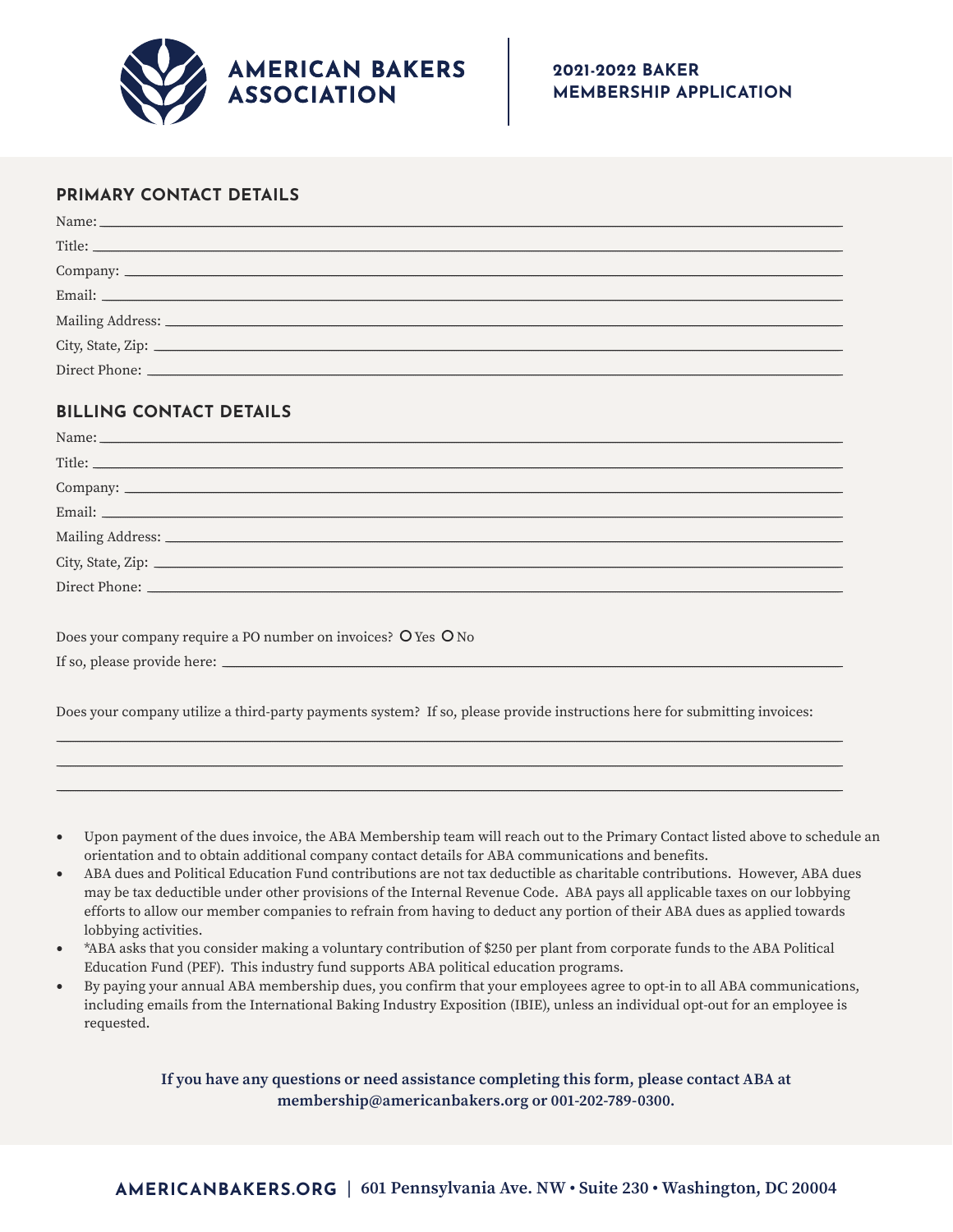AMERICAN BAKERS ASSOCIATION

**2021-2022 BAKER MEMBERSHIP APPLICATION**

## PRIMARY CONTACT DETAILS

Name: ____________________

Title: ____________________

Company: ____________________

Email: ____________________

Mailing Address: ____________________

City, State, Zip: ____________________

Direct Phone: ____________________

## BILLING CONTACT DETAILS

Name: ____________________

Title: ____________________

Company: ____________________

Email: ____________________

Mailing Address: ____________________

City, State, Zip: ____________________

Direct Phone: ____________________

Does your company require a PO number on invoices? O Yes O No

If so, please provide here: ____________________

Does your company utilize a third-party payments system? If so, please provide instructions here for submitting invoices:

____________________

____________________

____________________

- Upon payment of the dues invoice, the ABA Membership team will reach out to the Primary Contact listed above to schedule an orientation and to obtain additional company contact details for ABA communications and benefits.
- ABA dues and Political Education Fund contributions are not tax deductible as charitable contributions. However, ABA dues may be tax deductible under other provisions of the Internal Revenue Code. ABA pays all applicable taxes on our lobbying efforts to allow our member companies to refrain from having to deduct any portion of their ABA dues as applied towards lobbying activities.
- *ABA asks that you consider making a voluntary contribution of $250 per plant from corporate funds to the ABA Political Education Fund (PEF). This industry fund supports ABA political education programs.
- By paying your annual ABA membership dues, you confirm that your employees agree to opt-in to all ABA communications, including emails from the International Baking Industry Exposition (IBIE), unless an individual opt-out for an employee is requested.

**If you have any questions or need assistance completing this form, please contact ABA at membership@americanbakers.org or 001-202-789-0300.**

**AMERICANBAKERS.ORG | 601 Pennsylvania Ave. NW • Suite 230 • Washington, DC 20004**